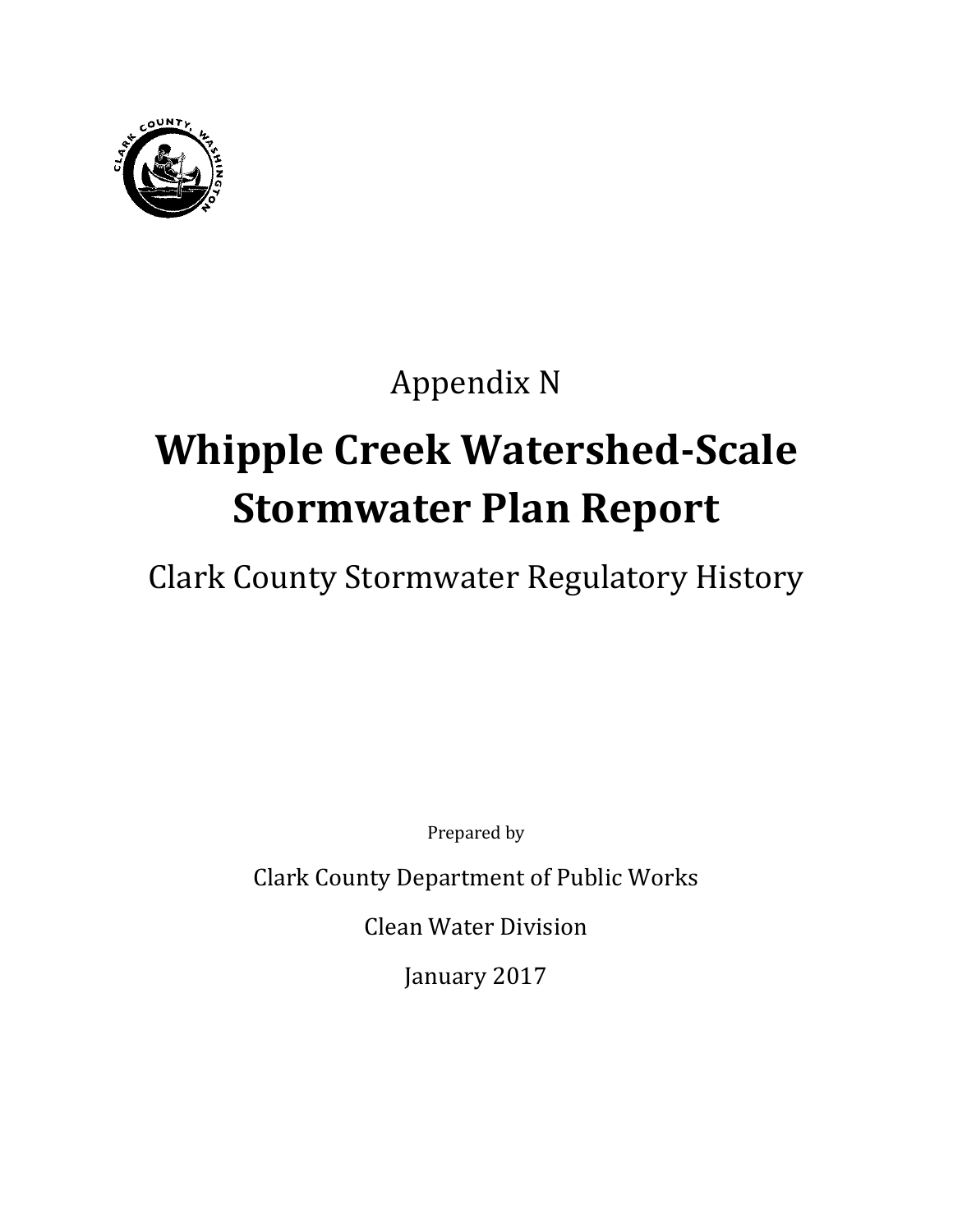Appendix N

# Whipple Creek Watershed-Scale Stormwater Plan Report

## Clark County Stormwater Regulatory History

Prepared by

Clark County Department of Public Works

Clean Water Division

January 2017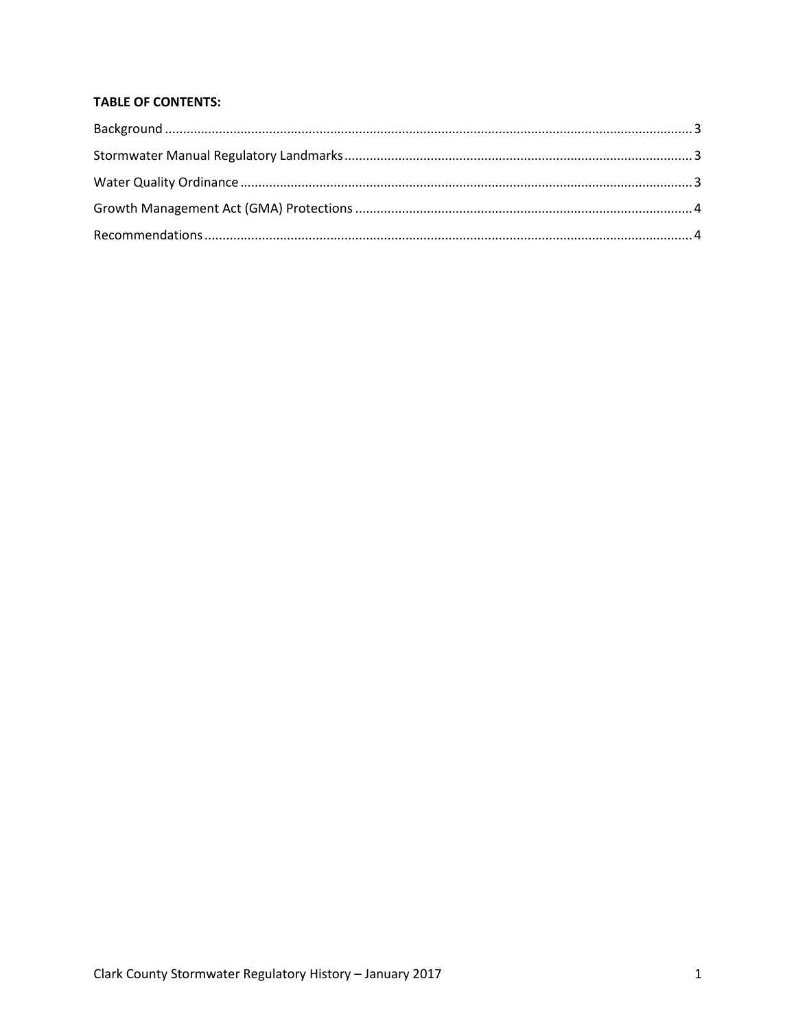**TABLE OF CONTENTS:**

Background ........................................................................................................................................ 3

Stormwater Manual Regulatory Landmarks ....................................................................................... 3

Water Quality Ordinance ..................................................................................................................... 3

Growth Management Act (GMA) Protections ..................................................................................... 4

Recommendations ............................................................................................................................... 4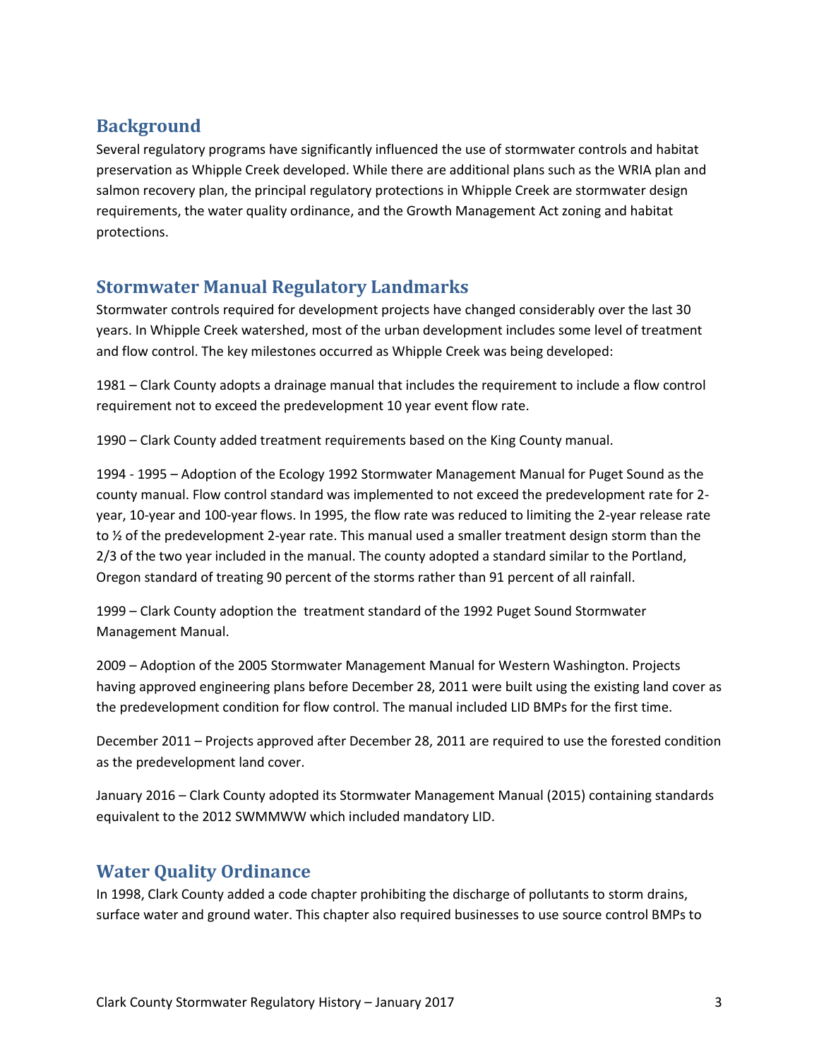## Background

Several regulatory programs have significantly influenced the use of stormwater controls and habitat preservation as Whipple Creek developed. While there are additional plans such as the WRIA plan and salmon recovery plan, the principal regulatory protections in Whipple Creek are stormwater design requirements, the water quality ordinance, and the Growth Management Act zoning and habitat protections.

## Stormwater Manual Regulatory Landmarks

Stormwater controls required for development projects have changed considerably over the last 30 years. In Whipple Creek watershed, most of the urban development includes some level of treatment and flow control. The key milestones occurred as Whipple Creek was being developed:

1981 – Clark County adopts a drainage manual that includes the requirement to include a flow control requirement not to exceed the predevelopment 10 year event flow rate.

1990 – Clark County added treatment requirements based on the King County manual.

1994 - 1995 – Adoption of the Ecology 1992 Stormwater Management Manual for Puget Sound as the county manual. Flow control standard was implemented to not exceed the predevelopment rate for 2-year, 10-year and 100-year flows. In 1995, the flow rate was reduced to limiting the 2-year release rate to ½ of the predevelopment 2-year rate. This manual used a smaller treatment design storm than the 2/3 of the two year included in the manual. The county adopted a standard similar to the Portland, Oregon standard of treating 90 percent of the storms rather than 91 percent of all rainfall.

1999 – Clark County adoption the treatment standard of the 1992 Puget Sound Stormwater Management Manual.

2009 – Adoption of the 2005 Stormwater Management Manual for Western Washington. Projects having approved engineering plans before December 28, 2011 were built using the existing land cover as the predevelopment condition for flow control. The manual included LID BMPs for the first time.

December 2011 – Projects approved after December 28, 2011 are required to use the forested condition as the predevelopment land cover.

January 2016 – Clark County adopted its Stormwater Management Manual (2015) containing standards equivalent to the 2012 SWMMWW which included mandatory LID.

## Water Quality Ordinance

In 1998, Clark County added a code chapter prohibiting the discharge of pollutants to storm drains, surface water and ground water. This chapter also required businesses to use source control BMPs to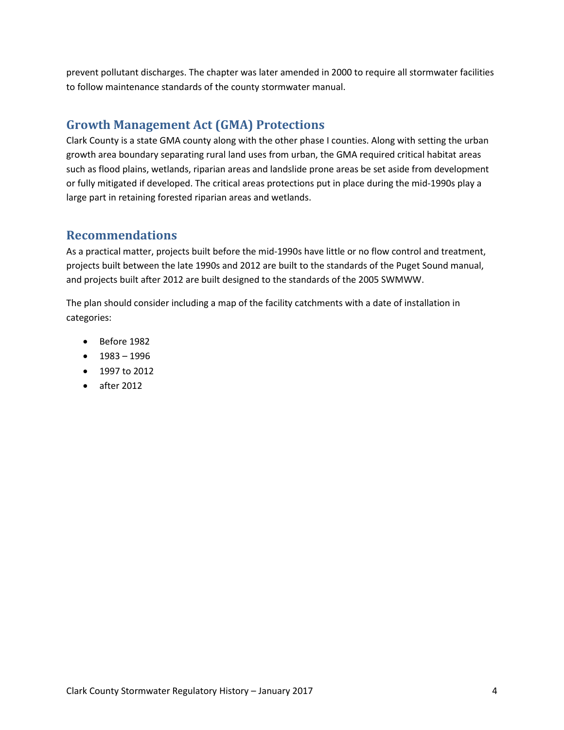prevent pollutant discharges. The chapter was later amended in 2000 to require all stormwater facilities to follow maintenance standards of the county stormwater manual.

## Growth Management Act (GMA) Protections

Clark County is a state GMA county along with the other phase I counties. Along with setting the urban growth area boundary separating rural land uses from urban, the GMA required critical habitat areas such as flood plains, wetlands, riparian areas and landslide prone areas be set aside from development or fully mitigated if developed. The critical areas protections put in place during the mid-1990s play a large part in retaining forested riparian areas and wetlands.

## Recommendations

As a practical matter, projects built before the mid-1990s have little or no flow control and treatment, projects built between the late 1990s and 2012 are built to the standards of the Puget Sound manual, and projects built after 2012 are built designed to the standards of the 2005 SWMWW.

The plan should consider including a map of the facility catchments with a date of installation in categories:

- Before 1982
- 1983 – 1996
- 1997 to 2012
- after 2012